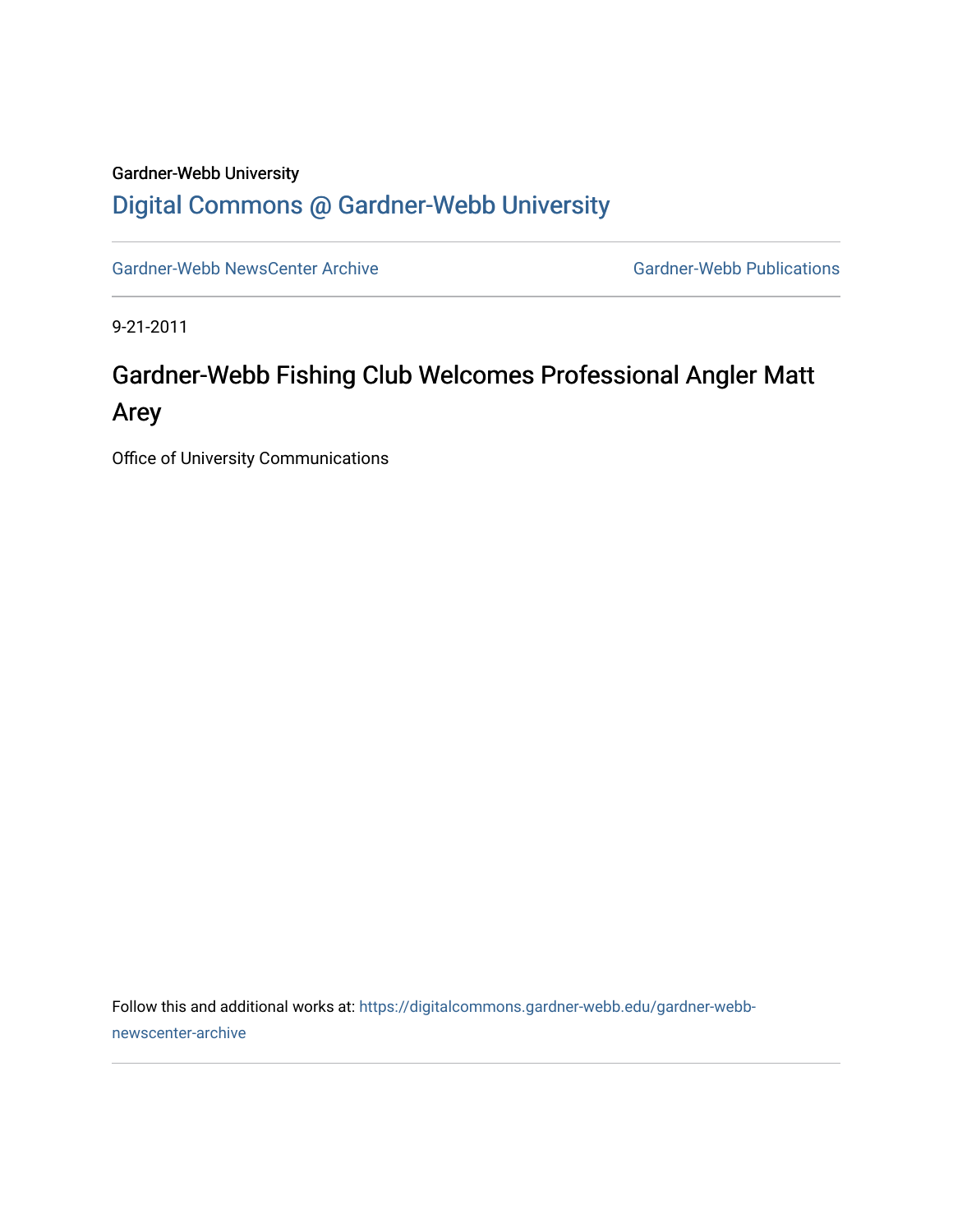Gardner-Webb University

## Digital Commons @ Gardner-Webb University

Gardner-Webb NewsCenter Archive

Gardner-Webb Publications

9-21-2011

# Gardner-Webb Fishing Club Welcomes Professional Angler Matt Arey

Office of University Communications

Follow this and additional works at: https://digitalcommons.gardner-webb.edu/gardner-webb-newscenter-archive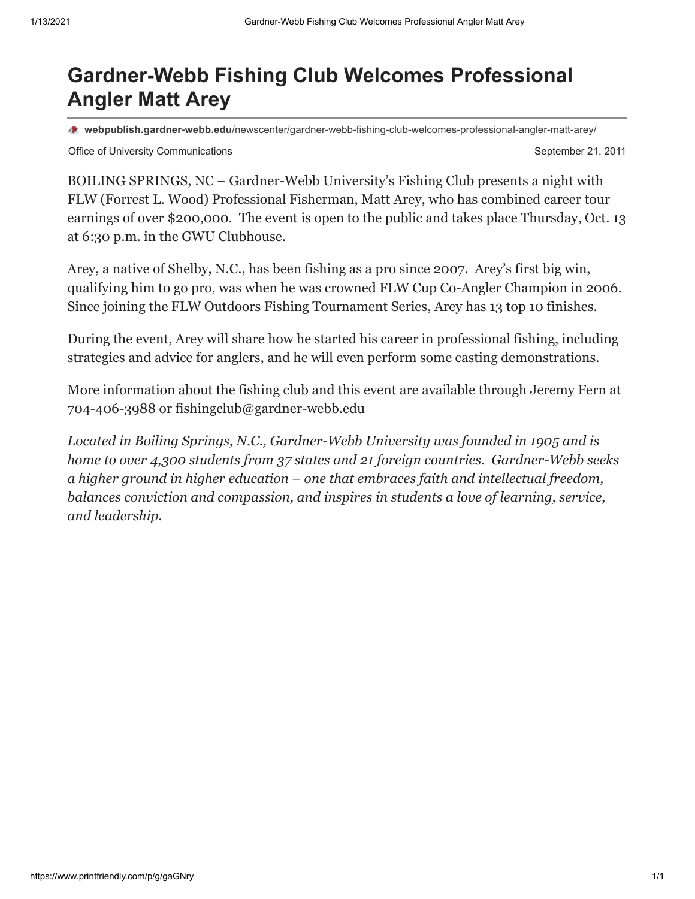# Gardner-Webb Fishing Club Welcomes Professional Angler Matt Arey

**webpublish.gardner-webb.edu**/newscenter/gardner-webb-fishing-club-welcomes-professional-angler-matt-arey/

Office of University Communications September 21, 2011

BOILING SPRINGS, NC – Gardner-Webb University's Fishing Club presents a night with FLW (Forrest L. Wood) Professional Fisherman, Matt Arey, who has combined career tour earnings of over $200,000. The event is open to the public and takes place Thursday, Oct. 13 at 6:30 p.m. in the GWU Clubhouse.

Arey, a native of Shelby, N.C., has been fishing as a pro since 2007. Arey's first big win, qualifying him to go pro, was when he was crowned FLW Cup Co-Angler Champion in 2006. Since joining the FLW Outdoors Fishing Tournament Series, Arey has 13 top 10 finishes.

During the event, Arey will share how he started his career in professional fishing, including strategies and advice for anglers, and he will even perform some casting demonstrations.

More information about the fishing club and this event are available through Jeremy Fern at 704-406-3988 or fishingclub@gardner-webb.edu

*Located in Boiling Springs, N.C., Gardner-Webb University was founded in 1905 and is home to over 4,300 students from 37 states and 21 foreign countries. Gardner-Webb seeks a higher ground in higher education – one that embraces faith and intellectual freedom, balances conviction and compassion, and inspires in students a love of learning, service, and leadership.*